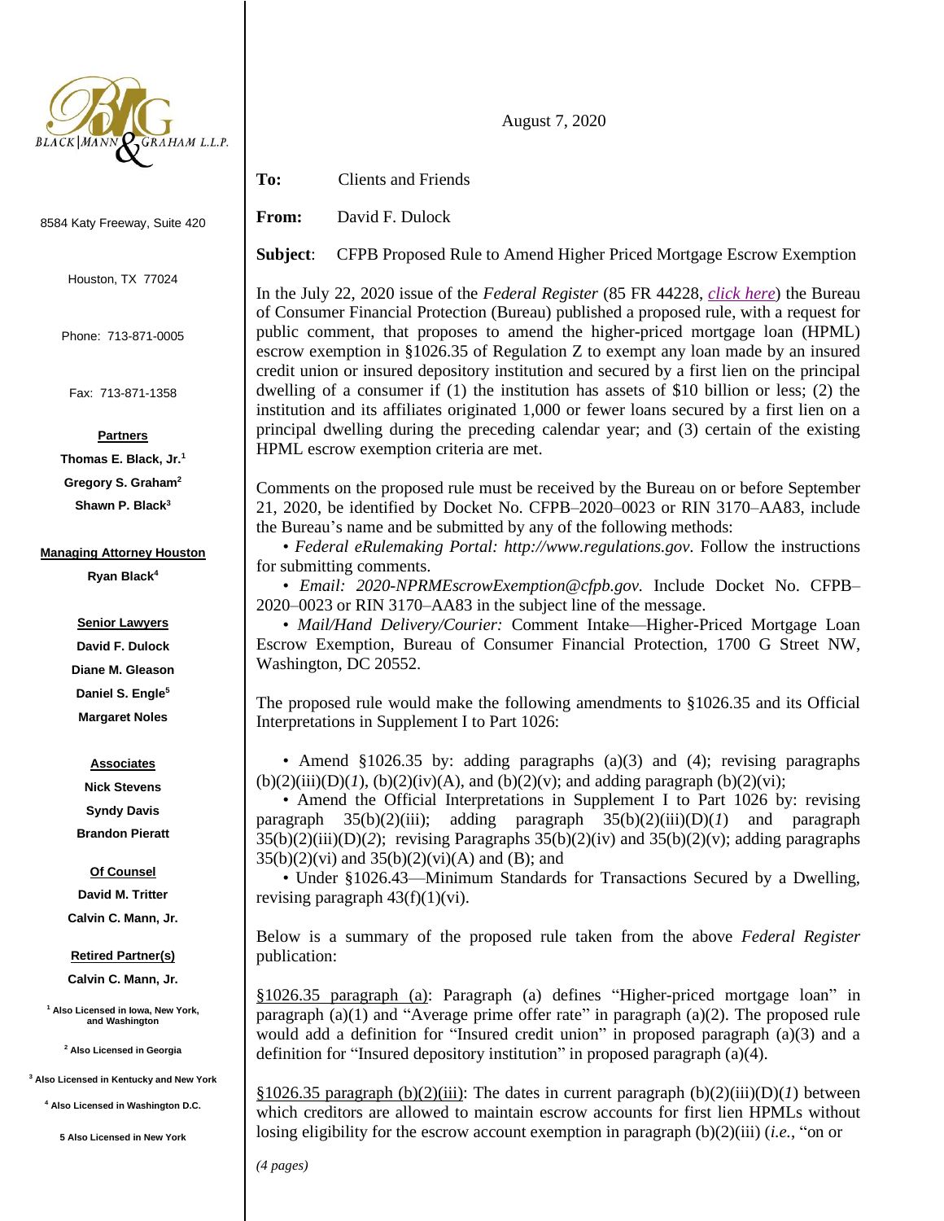BLACK | MANN & GRAHAM L.L.P.

8584 Katy Freeway, Suite 420

Houston, TX 77024

Phone: 713-871-0005

Fax: 713-871-1358

**Partners**

**Thomas E. Black, Jr.[1]**

**Gregory S. Graham[2]**

**Shawn P. Black[3]**

**Managing Attorney Houston**

**Ryan Black[4]**

**Senior Lawyers**

**David F. Dulock**

**Diane M. Gleason**

**Daniel S. Engle[5]**

**Margaret Noles**

**Associates**

**Nick Stevens**

**Syndy Davis**

**Brandon Pieratt**

**Of Counsel**

**David M. Tritter**

**Calvin C. Mann, Jr.**

**Retired Partner(s)**

**Calvin C. Mann, Jr.**

[1] Also Licensed in Iowa, New York, and Washington

[2] Also Licensed in Georgia

[3] Also Licensed in Kentucky and New York

[4] Also Licensed in Washington D.C.

[5] Also Licensed in New York

August 7, 2020

**To:** Clients and Friends

**From:** David F. Dulock

**Subject**: CFPB Proposed Rule to Amend Higher Priced Mortgage Escrow Exemption

In the July 22, 2020 issue of the *Federal Register* (85 FR 44228, *click here*) the Bureau of Consumer Financial Protection (Bureau) published a proposed rule, with a request for public comment, that proposes to amend the higher-priced mortgage loan (HPML) escrow exemption in §1026.35 of Regulation Z to exempt any loan made by an insured credit union or insured depository institution and secured by a first lien on the principal dwelling of a consumer if (1) the institution has assets of $10 billion or less; (2) the institution and its affiliates originated 1,000 or fewer loans secured by a first lien on a principal dwelling during the preceding calendar year; and (3) certain of the existing HPML escrow exemption criteria are met.

Comments on the proposed rule must be received by the Bureau on or before September 21, 2020, be identified by Docket No. CFPB–2020–0023 or RIN 3170–AA83, include the Bureau's name and be submitted by any of the following methods:

- *Federal eRulemaking Portal: http://www.regulations.gov*. Follow the instructions for submitting comments.
- *Email: 2020-NPRMEscrowExemption@cfpb.gov.* Include Docket No. CFPB–2020–0023 or RIN 3170–AA83 in the subject line of the message.
- *Mail/Hand Delivery/Courier:* Comment Intake—Higher-Priced Mortgage Loan Escrow Exemption, Bureau of Consumer Financial Protection, 1700 G Street NW, Washington, DC 20552.

The proposed rule would make the following amendments to §1026.35 and its Official Interpretations in Supplement I to Part 1026:

- Amend §1026.35 by: adding paragraphs (a)(3) and (4); revising paragraphs (b)(2)(iii)(D)(*1*), (b)(2)(iv)(A), and (b)(2)(v); and adding paragraph (b)(2)(vi);
- Amend the Official Interpretations in Supplement I to Part 1026 by: revising paragraph 35(b)(2)(iii); adding paragraph 35(b)(2)(iii)(D)(*1*) and paragraph 35(b)(2)(iii)(D)(*2*); revising Paragraphs 35(b)(2)(iv) and 35(b)(2)(v); adding paragraphs 35(b)(2)(vi) and 35(b)(2)(vi)(A) and (B); and
- Under §1026.43—Minimum Standards for Transactions Secured by a Dwelling, revising paragraph 43(f)(1)(vi).

Below is a summary of the proposed rule taken from the above *Federal Register* publication:

§1026.35 paragraph (a): Paragraph (a) defines "Higher-priced mortgage loan" in paragraph (a)(1) and "Average prime offer rate" in paragraph (a)(2). The proposed rule would add a definition for "Insured credit union" in proposed paragraph (a)(3) and a definition for "Insured depository institution" in proposed paragraph (a)(4).

§1026.35 paragraph (b)(2)(iii): The dates in current paragraph (b)(2)(iii)(D)(*1*) between which creditors are allowed to maintain escrow accounts for first lien HPMLs without losing eligibility for the escrow account exemption in paragraph (b)(2)(iii) (*i.e.*, "on or

*(4 pages)*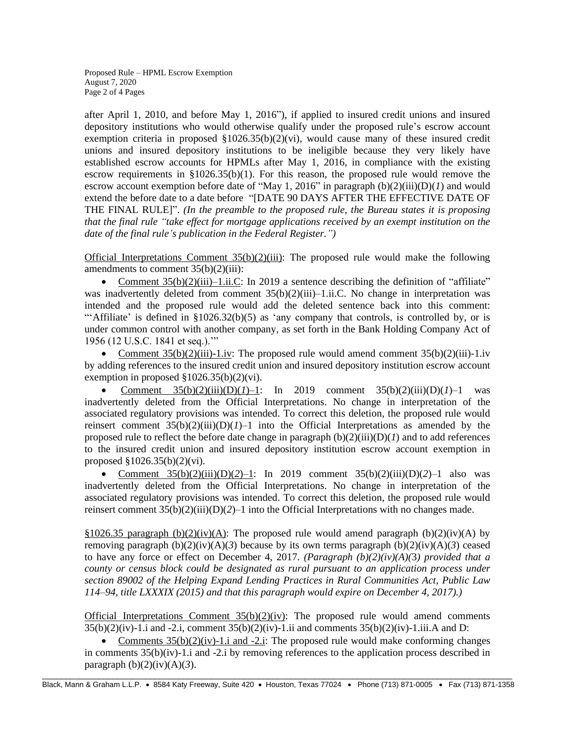after April 1, 2010, and before May 1, 2016"), if applied to insured credit unions and insured depository institutions who would otherwise qualify under the proposed rule's escrow account exemption criteria in proposed §1026.35(b)(2)(vi), would cause many of these insured credit unions and insured depository institutions to be ineligible because they very likely have established escrow accounts for HPMLs after May 1, 2016, in compliance with the existing escrow requirements in §1026.35(b)(1). For this reason, the proposed rule would remove the escrow account exemption before date of "May 1, 2016" in paragraph (b)(2)(iii)(D)(*1*) and would extend the before date to a date before "[DATE 90 DAYS AFTER THE EFFECTIVE DATE OF THE FINAL RULE]". *(In the preamble to the proposed rule, the Bureau states it is proposing that the final rule "take effect for mortgage applications received by an exempt institution on the date of the final rule's publication in the Federal Register.")*

<u>Official Interpretations Comment 35(b)(2)(iii)</u>: The proposed rule would make the following amendments to comment 35(b)(2)(iii):

- <u>Comment 35(b)(2)(iii)–1.ii.C</u>: In 2019 a sentence describing the definition of "affiliate" was inadvertently deleted from comment 35(b)(2)(iii)–1.ii.C. No change in interpretation was intended and the proposed rule would add the deleted sentence back into this comment: "'Affiliate' is defined in §1026.32(b)(5) as 'any company that controls, is controlled by, or is under common control with another company, as set forth in the Bank Holding Company Act of 1956 (12 U.S.C. 1841 et seq.).'"
- <u>Comment 35(b)(2)(iii)-1.iv</u>: The proposed rule would amend comment 35(b)(2)(iii)-1.iv by adding references to the insured credit union and insured depository institution escrow account exemption in proposed §1026.35(b)(2)(vi).
- <u>Comment 35(b)(2)(iii)(D)(*1*)–1</u>: In 2019 comment 35(b)(2)(iii)(D)(*1*)–1 was inadvertently deleted from the Official Interpretations. No change in interpretation of the associated regulatory provisions was intended. To correct this deletion, the proposed rule would reinsert comment 35(b)(2)(iii)(D)(*1*)–1 into the Official Interpretations as amended by the proposed rule to reflect the before date change in paragraph (b)(2)(iii)(D)(*1*) and to add references to the insured credit union and insured depository institution escrow account exemption in proposed §1026.35(b)(2)(vi).
- <u>Comment 35(b)(2)(iii)(D)(*2*)–1</u>: In 2019 comment 35(b)(2)(iii)(D)(*2*)–1 also was inadvertently deleted from the Official Interpretations. No change in interpretation of the associated regulatory provisions was intended. To correct this deletion, the proposed rule would reinsert comment 35(b)(2)(iii)(D)(*2*)–1 into the Official Interpretations with no changes made.

<u>§1026.35 paragraph (b)(2)(iv)(A)</u>: The proposed rule would amend paragraph (b)(2)(iv)(A) by removing paragraph (b)(2)(iv)(A)(*3*) because by its own terms paragraph (b)(2)(iv)(A)(*3*) ceased to have any force or effect on December 4, 2017. *(Paragraph (b)(2)(iv)(A)(3) provided that a county or census block could be designated as rural pursuant to an application process under section 89002 of the Helping Expand Lending Practices in Rural Communities Act, Public Law 114–94, title LXXXIX (2015) and that this paragraph would expire on December 4, 2017).)*

<u>Official Interpretations Comment 35(b)(2)(iv)</u>: The proposed rule would amend comments 35(b)(2)(iv)-1.i and -2.i, comment 35(b)(2)(iv)-1.ii and comments 35(b)(2)(iv)-1.iii.A and D:

- <u>Comments 35(b)(2)(iv)-1.i and -2.i</u>: The proposed rule would make conforming changes in comments 35(b)(iv)-1.i and -2.i by removing references to the application process described in paragraph (b)(2)(iv)(A)(*3*).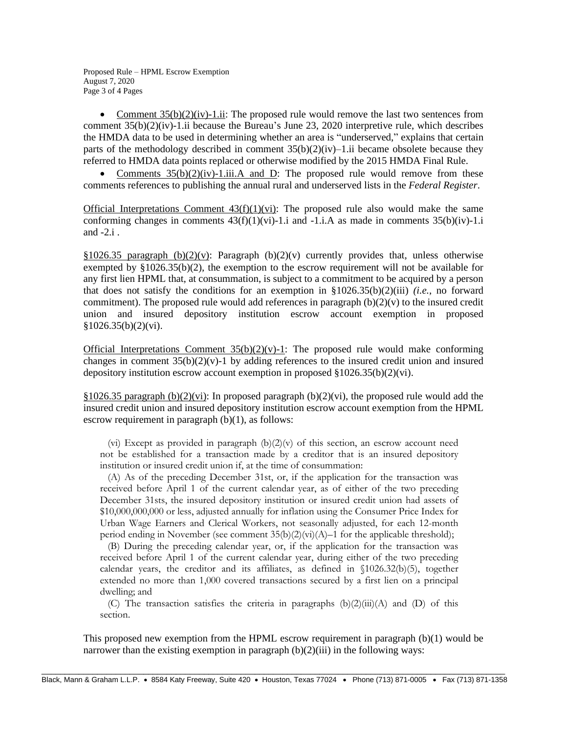- Comment 35(b)(2)(iv)-1.ii: The proposed rule would remove the last two sentences from comment 35(b)(2)(iv)-1.ii because the Bureau's June 23, 2020 interpretive rule, which describes the HMDA data to be used in determining whether an area is "underserved," explains that certain parts of the methodology described in comment 35(b)(2)(iv)–1.ii became obsolete because they referred to HMDA data points replaced or otherwise modified by the 2015 HMDA Final Rule.
- Comments 35(b)(2)(iv)-1.iii.A and D: The proposed rule would remove from these comments references to publishing the annual rural and underserved lists in the *Federal Register*.

Official Interpretations Comment 43(f)(1)(vi): The proposed rule also would make the same conforming changes in comments 43(f)(1)(vi)-1.i and -1.i.A as made in comments 35(b)(iv)-1.i and -2.i .

§1026.35 paragraph (b)(2)(v): Paragraph (b)(2)(v) currently provides that, unless otherwise exempted by §1026.35(b)(2), the exemption to the escrow requirement will not be available for any first lien HPML that, at consummation, is subject to a commitment to be acquired by a person that does not satisfy the conditions for an exemption in §1026.35(b)(2)(iii) *(i.e.*, no forward commitment). The proposed rule would add references in paragraph (b)(2)(v) to the insured credit union and insured depository institution escrow account exemption in proposed §1026.35(b)(2)(vi).

Official Interpretations Comment 35(b)(2)(v)-1: The proposed rule would make conforming changes in comment 35(b)(2)(v)-1 by adding references to the insured credit union and insured depository institution escrow account exemption in proposed §1026.35(b)(2)(vi).

§1026.35 paragraph (b)(2)(vi): In proposed paragraph (b)(2)(vi), the proposed rule would add the insured credit union and insured depository institution escrow account exemption from the HPML escrow requirement in paragraph (b)(1), as follows:

> (vi) Except as provided in paragraph (b)(2)(v) of this section, an escrow account need not be established for a transaction made by a creditor that is an insured depository institution or insured credit union if, at the time of consummation:
>
> (A) As of the preceding December 31st, or, if the application for the transaction was received before April 1 of the current calendar year, as of either of the two preceding December 31sts, the insured depository institution or insured credit union had assets of $10,000,000,000 or less, adjusted annually for inflation using the Consumer Price Index for Urban Wage Earners and Clerical Workers, not seasonally adjusted, for each 12-month period ending in November (see comment 35(b)(2)(vi)(A)–1 for the applicable threshold);
>
> (B) During the preceding calendar year, or, if the application for the transaction was received before April 1 of the current calendar year, during either of the two preceding calendar years, the creditor and its affiliates, as defined in §1026.32(b)(5), together extended no more than 1,000 covered transactions secured by a first lien on a principal dwelling; and
>
> (C) The transaction satisfies the criteria in paragraphs (b)(2)(iii)(A) and (D) of this section.

This proposed new exemption from the HPML escrow requirement in paragraph (b)(1) would be narrower than the existing exemption in paragraph (b)(2)(iii) in the following ways: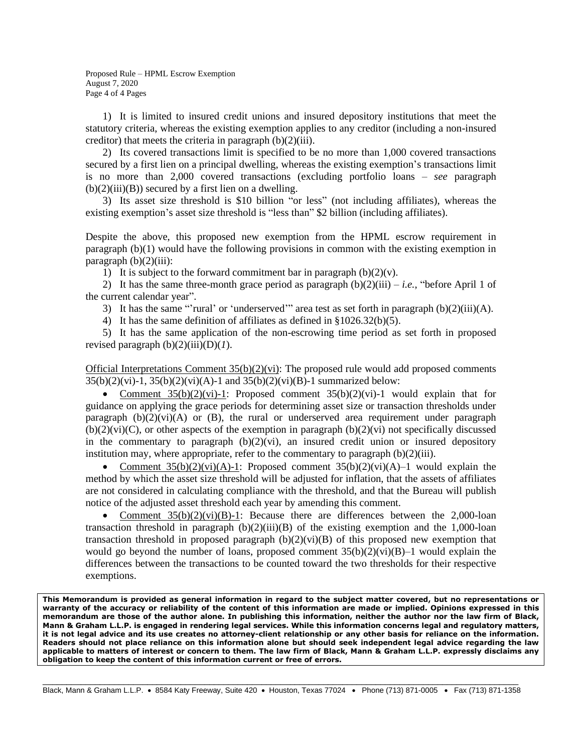1) It is limited to insured credit unions and insured depository institutions that meet the statutory criteria, whereas the existing exemption applies to any creditor (including a non-insured creditor) that meets the criteria in paragraph (b)(2)(iii).

2) Its covered transactions limit is specified to be no more than 1,000 covered transactions secured by a first lien on a principal dwelling, whereas the existing exemption's transactions limit is no more than 2,000 covered transactions (excluding portfolio loans – *see* paragraph (b)(2)(iii)(B)) secured by a first lien on a dwelling.

3) Its asset size threshold is $10 billion "or less" (not including affiliates), whereas the existing exemption's asset size threshold is "less than" $2 billion (including affiliates).

Despite the above, this proposed new exemption from the HPML escrow requirement in paragraph (b)(1) would have the following provisions in common with the existing exemption in paragraph (b)(2)(iii):

1) It is subject to the forward commitment bar in paragraph (b)(2)(v).

2) It has the same three-month grace period as paragraph (b)(2)(iii) – *i.e.*, "before April 1 of the current calendar year".

3) It has the same "'rural' or 'underserved'" area test as set forth in paragraph (b)(2)(iii)(A).

4) It has the same definition of affiliates as defined in §1026.32(b)(5).

5) It has the same application of the non-escrowing time period as set forth in proposed revised paragraph (b)(2)(iii)(D)(*1*).

Official Interpretations Comment 35(b)(2)(vi): The proposed rule would add proposed comments 35(b)(2)(vi)-1, 35(b)(2)(vi)(A)-1 and 35(b)(2)(vi)(B)-1 summarized below:

- Comment 35(b)(2)(vi)-1: Proposed comment 35(b)(2)(vi)-1 would explain that for guidance on applying the grace periods for determining asset size or transaction thresholds under paragraph (b)(2)(vi)(A) or (B), the rural or underserved area requirement under paragraph (b)(2)(vi)(C), or other aspects of the exemption in paragraph (b)(2)(vi) not specifically discussed in the commentary to paragraph (b)(2)(vi), an insured credit union or insured depository institution may, where appropriate, refer to the commentary to paragraph (b)(2)(iii).
- Comment 35(b)(2)(vi)(A)-1: Proposed comment 35(b)(2)(vi)(A)–1 would explain the method by which the asset size threshold will be adjusted for inflation, that the assets of affiliates are not considered in calculating compliance with the threshold, and that the Bureau will publish notice of the adjusted asset threshold each year by amending this comment.
- Comment 35(b)(2)(vi)(B)-1: Because there are differences between the 2,000-loan transaction threshold in paragraph (b)(2)(iii)(B) of the existing exemption and the 1,000-loan transaction threshold in proposed paragraph (b)(2)(vi)(B) of this proposed new exemption that would go beyond the number of loans, proposed comment 35(b)(2)(vi)(B)–1 would explain the differences between the transactions to be counted toward the two thresholds for their respective exemptions.

**This Memorandum is provided as general information in regard to the subject matter covered, but no representations or warranty of the accuracy or reliability of the content of this information are made or implied. Opinions expressed in this memorandum are those of the author alone. In publishing this information, neither the author nor the law firm of Black, Mann & Graham L.L.P. is engaged in rendering legal services. While this information concerns legal and regulatory matters, it is not legal advice and its use creates no attorney-client relationship or any other basis for reliance on the information. Readers should not place reliance on this information alone but should seek independent legal advice regarding the law applicable to matters of interest or concern to them. The law firm of Black, Mann & Graham L.L.P. expressly disclaims any obligation to keep the content of this information current or free of errors.**